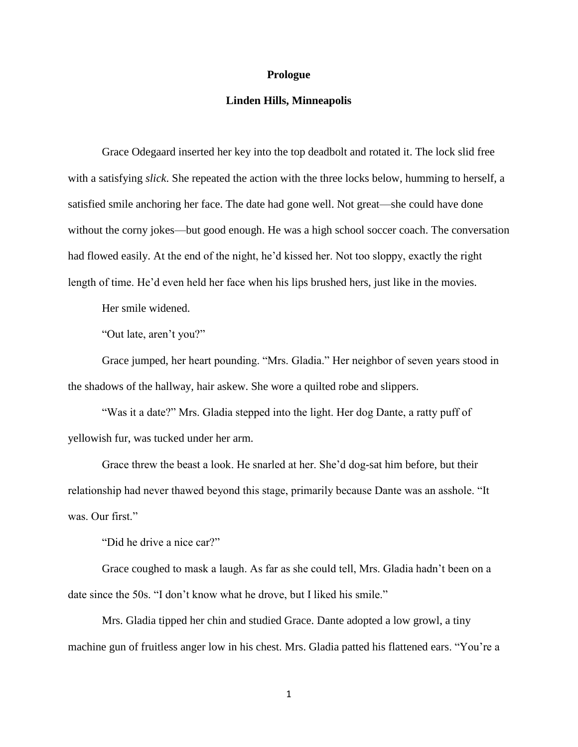# Prologue

## Linden Hills, Minneapolis

Grace Odegaard inserted her key into the top deadbolt and rotated it. The lock slid free with a satisfying *slick*. She repeated the action with the three locks below, humming to herself, a satisfied smile anchoring her face. The date had gone well. Not great—she could have done without the corny jokes—but good enough. He was a high school soccer coach. The conversation had flowed easily. At the end of the night, he'd kissed her. Not too sloppy, exactly the right length of time. He'd even held her face when his lips brushed hers, just like in the movies.

Her smile widened.

"Out late, aren't you?"

Grace jumped, her heart pounding. "Mrs. Gladia." Her neighbor of seven years stood in the shadows of the hallway, hair askew. She wore a quilted robe and slippers.

"Was it a date?" Mrs. Gladia stepped into the light. Her dog Dante, a ratty puff of yellowish fur, was tucked under her arm.

Grace threw the beast a look. He snarled at her. She'd dog-sat him before, but their relationship had never thawed beyond this stage, primarily because Dante was an asshole. "It was. Our first."

"Did he drive a nice car?"

Grace coughed to mask a laugh. As far as she could tell, Mrs. Gladia hadn't been on a date since the 50s. "I don't know what he drove, but I liked his smile."

Mrs. Gladia tipped her chin and studied Grace. Dante adopted a low growl, a tiny machine gun of fruitless anger low in his chest. Mrs. Gladia patted his flattened ears. "You're a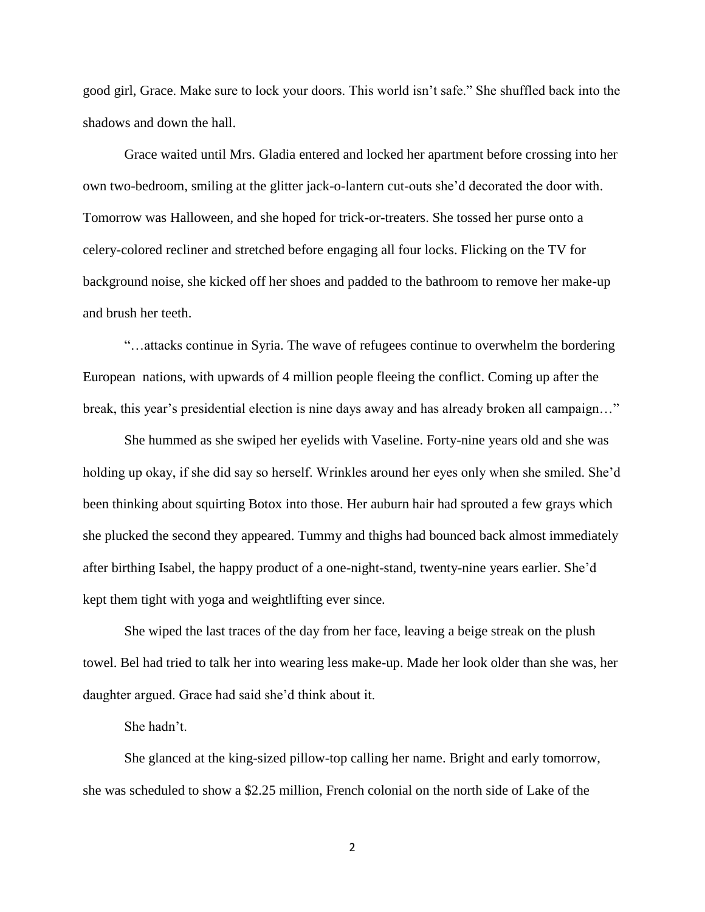good girl, Grace. Make sure to lock your doors. This world isn't safe." She shuffled back into the shadows and down the hall.

Grace waited until Mrs. Gladia entered and locked her apartment before crossing into her own two-bedroom, smiling at the glitter jack-o-lantern cut-outs she'd decorated the door with. Tomorrow was Halloween, and she hoped for trick-or-treaters. She tossed her purse onto a celery-colored recliner and stretched before engaging all four locks. Flicking on the TV for background noise, she kicked off her shoes and padded to the bathroom to remove her make-up and brush her teeth.

"…attacks continue in Syria. The wave of refugees continue to overwhelm the bordering European nations, with upwards of 4 million people fleeing the conflict. Coming up after the break, this year's presidential election is nine days away and has already broken all campaign…"

She hummed as she swiped her eyelids with Vaseline. Forty-nine years old and she was holding up okay, if she did say so herself. Wrinkles around her eyes only when she smiled. She'd been thinking about squirting Botox into those. Her auburn hair had sprouted a few grays which she plucked the second they appeared. Tummy and thighs had bounced back almost immediately after birthing Isabel, the happy product of a one-night-stand, twenty-nine years earlier. She'd kept them tight with yoga and weightlifting ever since.

She wiped the last traces of the day from her face, leaving a beige streak on the plush towel. Bel had tried to talk her into wearing less make-up. Made her look older than she was, her daughter argued. Grace had said she'd think about it.

She hadn't.

She glanced at the king-sized pillow-top calling her name. Bright and early tomorrow, she was scheduled to show a $2.25 million, French colonial on the north side of Lake of the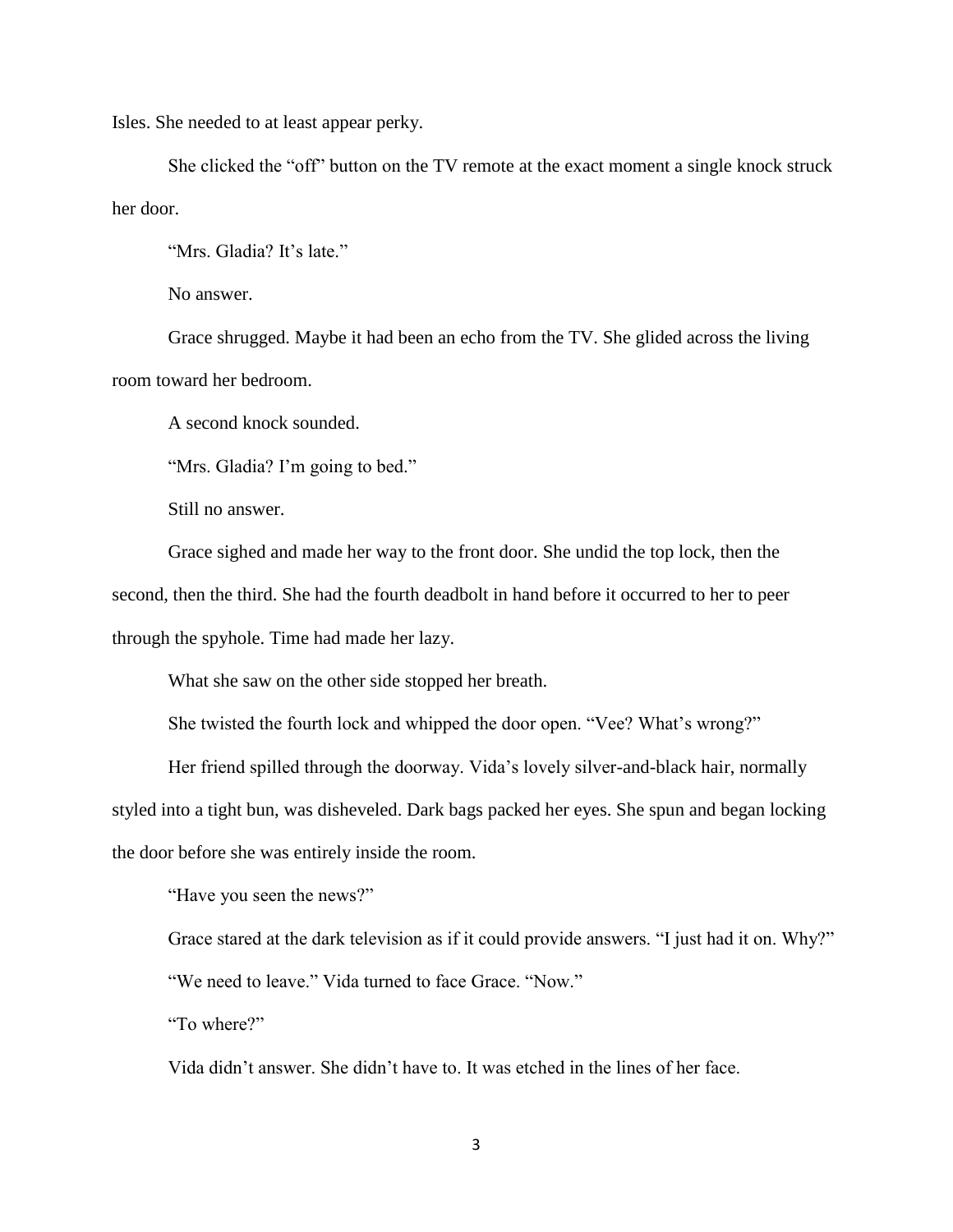Isles. She needed to at least appear perky.

She clicked the "off" button on the TV remote at the exact moment a single knock struck her door.

"Mrs. Gladia? It's late."

No answer.

Grace shrugged. Maybe it had been an echo from the TV. She glided across the living room toward her bedroom.

A second knock sounded.

"Mrs. Gladia? I'm going to bed."

Still no answer.

Grace sighed and made her way to the front door. She undid the top lock, then the second, then the third. She had the fourth deadbolt in hand before it occurred to her to peer through the spyhole. Time had made her lazy.

What she saw on the other side stopped her breath.

She twisted the fourth lock and whipped the door open. "Vee? What's wrong?"

Her friend spilled through the doorway. Vida's lovely silver-and-black hair, normally styled into a tight bun, was disheveled. Dark bags packed her eyes. She spun and began locking the door before she was entirely inside the room.

"Have you seen the news?"

Grace stared at the dark television as if it could provide answers. "I just had it on. Why?"

"We need to leave." Vida turned to face Grace. "Now."

"To where?"

Vida didn't answer. She didn't have to. It was etched in the lines of her face.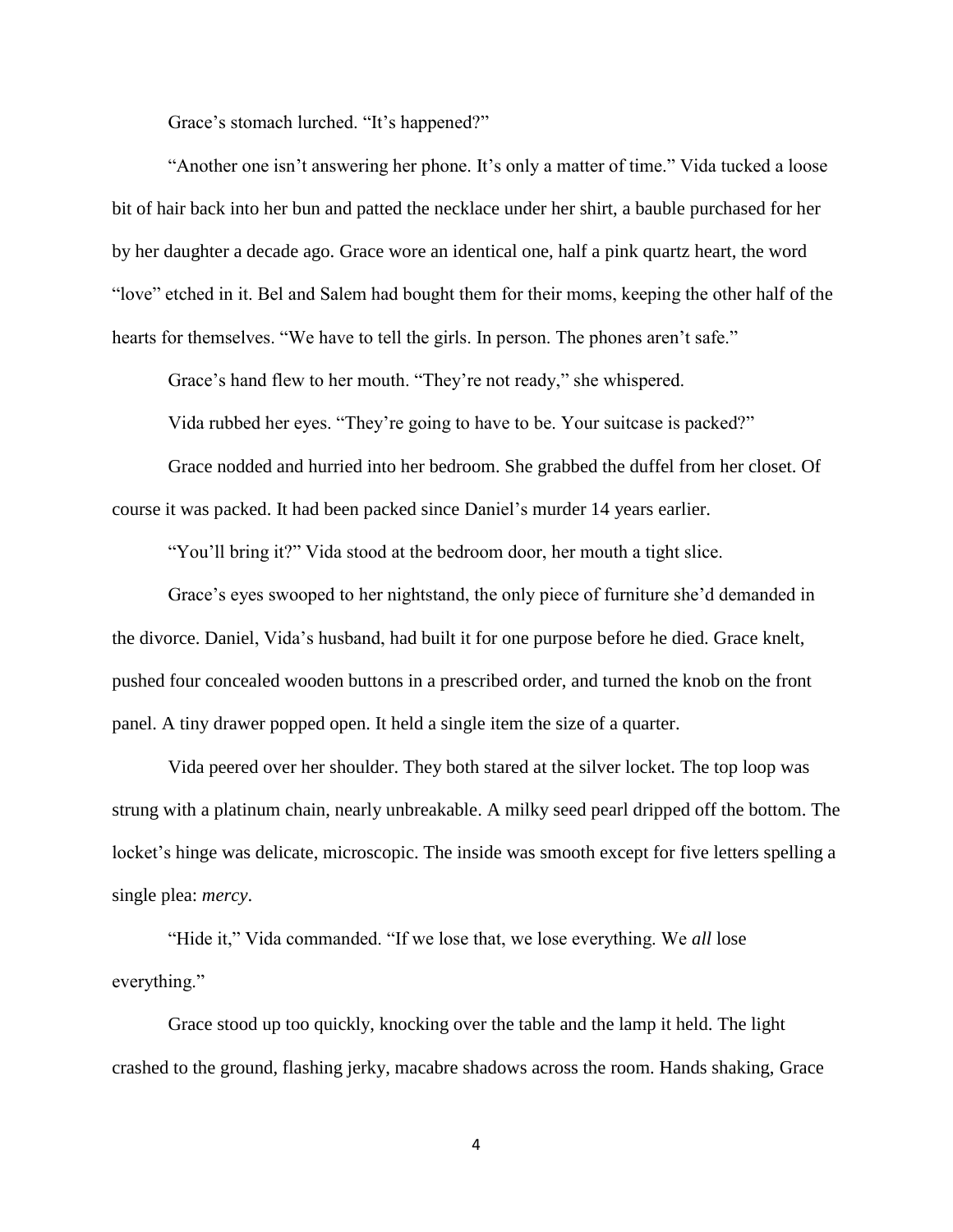Grace's stomach lurched. "It's happened?"

"Another one isn't answering her phone. It's only a matter of time." Vida tucked a loose bit of hair back into her bun and patted the necklace under her shirt, a bauble purchased for her by her daughter a decade ago. Grace wore an identical one, half a pink quartz heart, the word "love" etched in it. Bel and Salem had bought them for their moms, keeping the other half of the hearts for themselves. "We have to tell the girls. In person. The phones aren't safe."

Grace's hand flew to her mouth. "They're not ready," she whispered.

Vida rubbed her eyes. "They're going to have to be. Your suitcase is packed?"

Grace nodded and hurried into her bedroom. She grabbed the duffel from her closet. Of course it was packed. It had been packed since Daniel's murder 14 years earlier.

"You'll bring it?" Vida stood at the bedroom door, her mouth a tight slice.

Grace's eyes swooped to her nightstand, the only piece of furniture she'd demanded in the divorce. Daniel, Vida's husband, had built it for one purpose before he died. Grace knelt, pushed four concealed wooden buttons in a prescribed order, and turned the knob on the front panel. A tiny drawer popped open. It held a single item the size of a quarter.

Vida peered over her shoulder. They both stared at the silver locket. The top loop was strung with a platinum chain, nearly unbreakable. A milky seed pearl dripped off the bottom. The locket's hinge was delicate, microscopic. The inside was smooth except for five letters spelling a single plea: *mercy*.

"Hide it," Vida commanded. "If we lose that, we lose everything. We *all* lose everything."

Grace stood up too quickly, knocking over the table and the lamp it held. The light crashed to the ground, flashing jerky, macabre shadows across the room. Hands shaking, Grace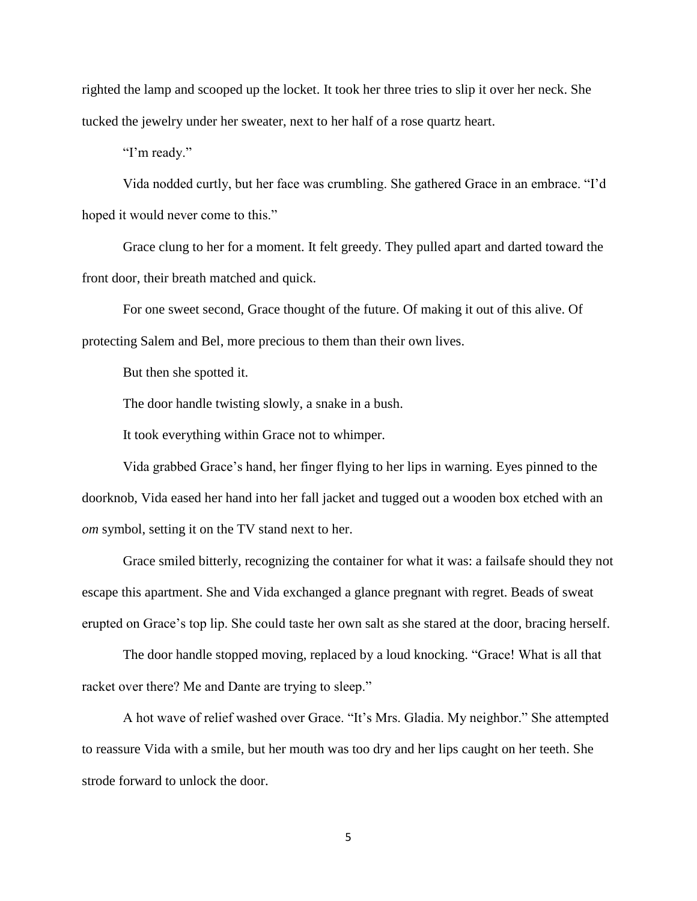righted the lamp and scooped up the locket. It took her three tries to slip it over her neck. She tucked the jewelry under her sweater, next to her half of a rose quartz heart.

"I'm ready."

Vida nodded curtly, but her face was crumbling. She gathered Grace in an embrace. "I'd hoped it would never come to this."

Grace clung to her for a moment. It felt greedy. They pulled apart and darted toward the front door, their breath matched and quick.

For one sweet second, Grace thought of the future. Of making it out of this alive. Of protecting Salem and Bel, more precious to them than their own lives.

But then she spotted it.

The door handle twisting slowly, a snake in a bush.

It took everything within Grace not to whimper.

Vida grabbed Grace's hand, her finger flying to her lips in warning. Eyes pinned to the doorknob, Vida eased her hand into her fall jacket and tugged out a wooden box etched with an *om* symbol, setting it on the TV stand next to her.

Grace smiled bitterly, recognizing the container for what it was: a failsafe should they not escape this apartment. She and Vida exchanged a glance pregnant with regret. Beads of sweat erupted on Grace's top lip. She could taste her own salt as she stared at the door, bracing herself.

The door handle stopped moving, replaced by a loud knocking. "Grace! What is all that racket over there? Me and Dante are trying to sleep."

A hot wave of relief washed over Grace. "It's Mrs. Gladia. My neighbor." She attempted to reassure Vida with a smile, but her mouth was too dry and her lips caught on her teeth. She strode forward to unlock the door.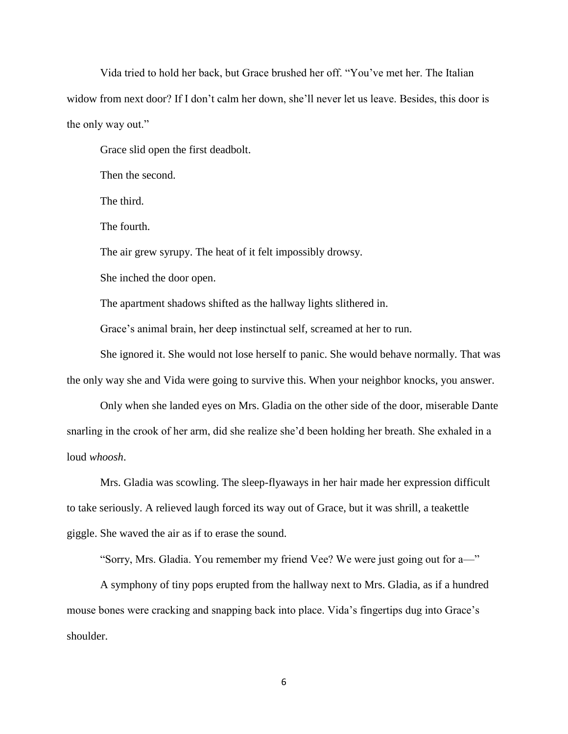Vida tried to hold her back, but Grace brushed her off. "You've met her. The Italian widow from next door? If I don't calm her down, she'll never let us leave. Besides, this door is the only way out."

Grace slid open the first deadbolt.

Then the second.

The third.

The fourth.

The air grew syrupy. The heat of it felt impossibly drowsy.

She inched the door open.

The apartment shadows shifted as the hallway lights slithered in.

Grace's animal brain, her deep instinctual self, screamed at her to run.

She ignored it. She would not lose herself to panic. She would behave normally. That was the only way she and Vida were going to survive this. When your neighbor knocks, you answer.

Only when she landed eyes on Mrs. Gladia on the other side of the door, miserable Dante snarling in the crook of her arm, did she realize she'd been holding her breath. She exhaled in a loud *whoosh*.

Mrs. Gladia was scowling. The sleep-flyaways in her hair made her expression difficult to take seriously. A relieved laugh forced its way out of Grace, but it was shrill, a teakettle giggle. She waved the air as if to erase the sound.

"Sorry, Mrs. Gladia. You remember my friend Vee? We were just going out for a—"

A symphony of tiny pops erupted from the hallway next to Mrs. Gladia, as if a hundred mouse bones were cracking and snapping back into place. Vida's fingertips dug into Grace's shoulder.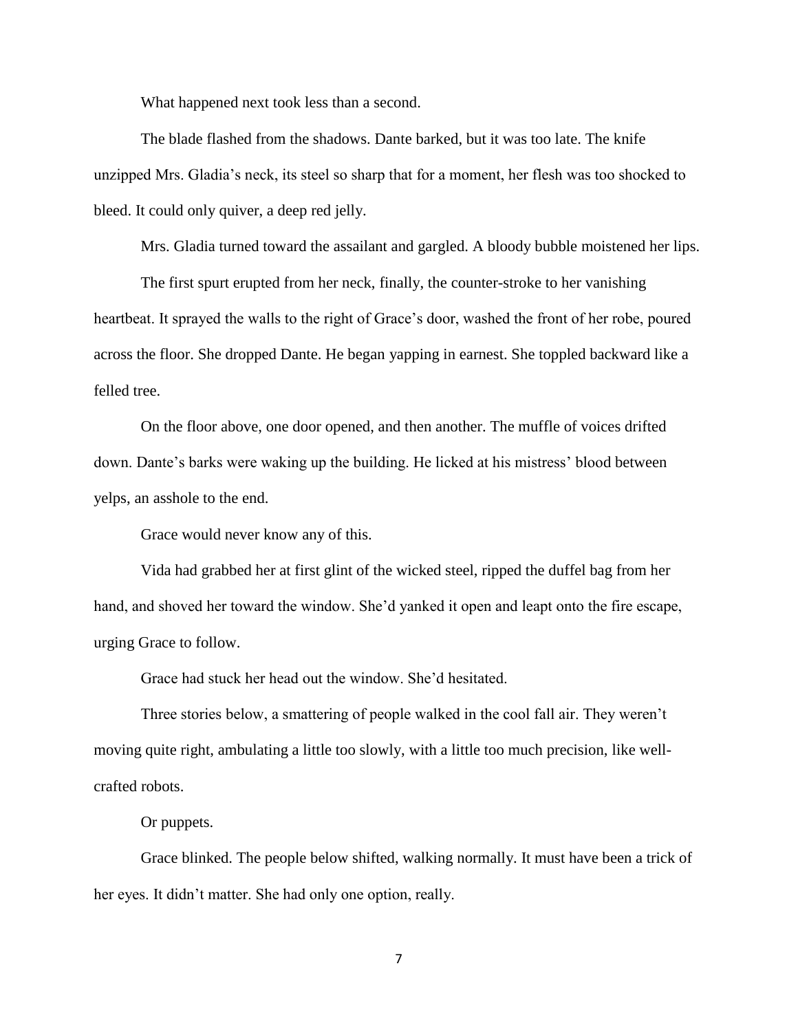What happened next took less than a second.

The blade flashed from the shadows. Dante barked, but it was too late. The knife unzipped Mrs. Gladia's neck, its steel so sharp that for a moment, her flesh was too shocked to bleed. It could only quiver, a deep red jelly.

Mrs. Gladia turned toward the assailant and gargled. A bloody bubble moistened her lips.

The first spurt erupted from her neck, finally, the counter-stroke to her vanishing heartbeat. It sprayed the walls to the right of Grace's door, washed the front of her robe, poured across the floor. She dropped Dante. He began yapping in earnest. She toppled backward like a felled tree.

On the floor above, one door opened, and then another. The muffle of voices drifted down. Dante's barks were waking up the building. He licked at his mistress' blood between yelps, an asshole to the end.

Grace would never know any of this.

Vida had grabbed her at first glint of the wicked steel, ripped the duffel bag from her hand, and shoved her toward the window. She'd yanked it open and leapt onto the fire escape, urging Grace to follow.

Grace had stuck her head out the window. She'd hesitated.

Three stories below, a smattering of people walked in the cool fall air. They weren't moving quite right, ambulating a little too slowly, with a little too much precision, like well-crafted robots.

Or puppets.

Grace blinked. The people below shifted, walking normally. It must have been a trick of her eyes. It didn't matter. She had only one option, really.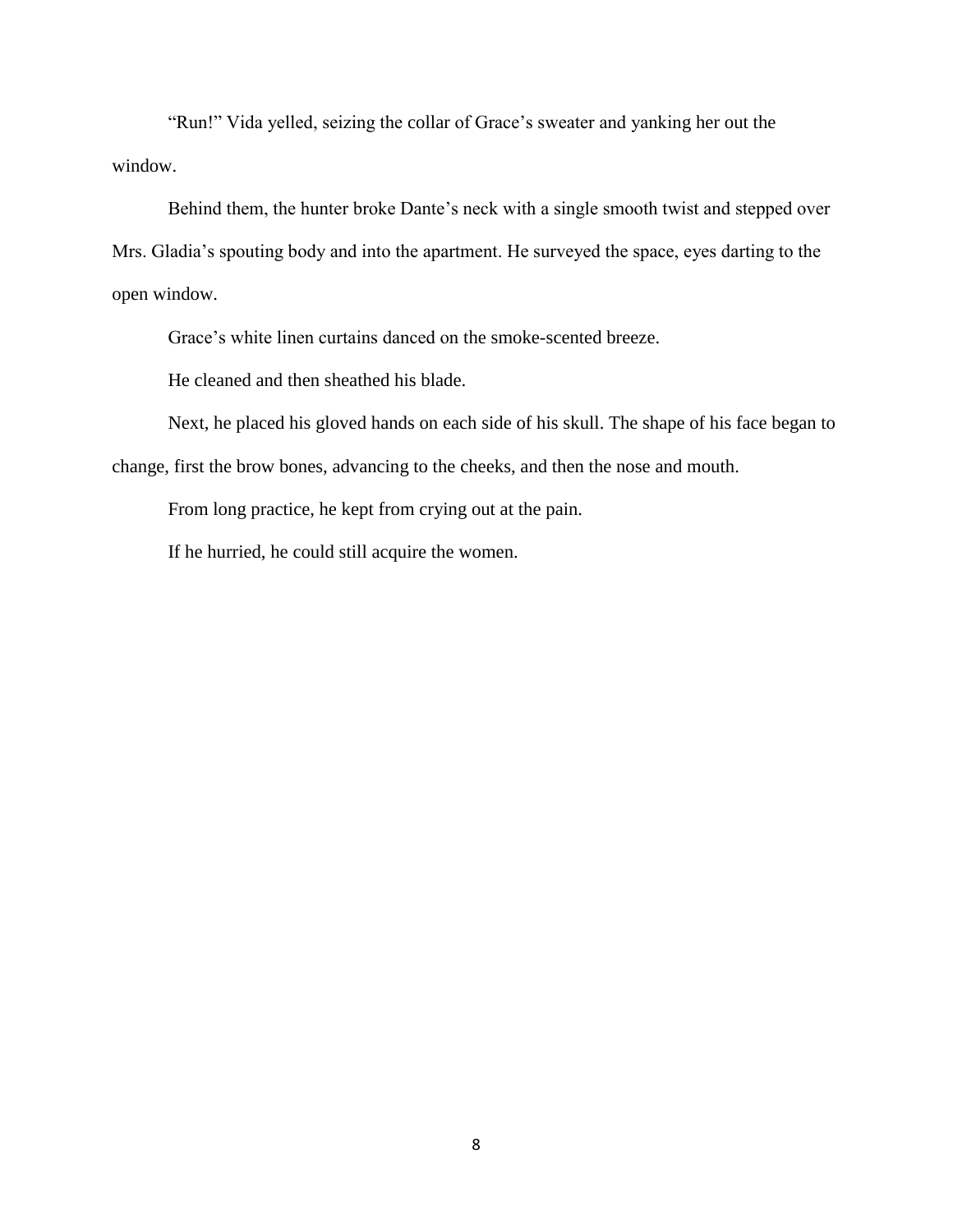“Run!” Vida yelled, seizing the collar of Grace’s sweater and yanking her out the window.

Behind them, the hunter broke Dante’s neck with a single smooth twist and stepped over Mrs. Gladia’s spouting body and into the apartment. He surveyed the space, eyes darting to the open window.

Grace’s white linen curtains danced on the smoke-scented breeze.

He cleaned and then sheathed his blade.

Next, he placed his gloved hands on each side of his skull. The shape of his face began to change, first the brow bones, advancing to the cheeks, and then the nose and mouth.

From long practice, he kept from crying out at the pain.

If he hurried, he could still acquire the women.